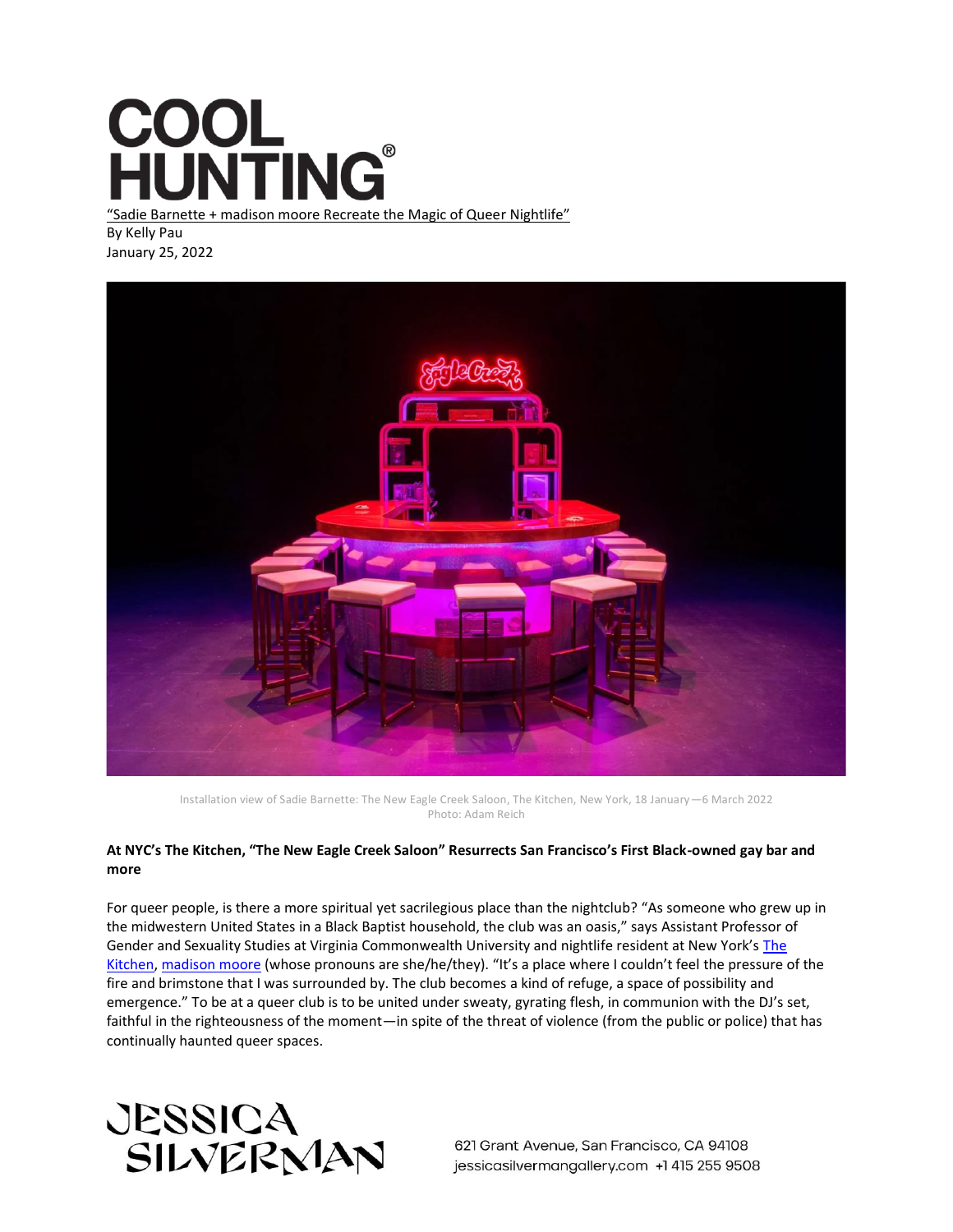# COOL HUNTING®

"Sadie Barnette + madison moore Recreate the Magic of Queer Nightlife"

By Kelly Pau

January 25, 2022

Installation view of Sadie Barnette: The New Eagle Creek Saloon, The Kitchen, New York, 18 January—6 March 2022
Photo: Adam Reich

**At NYC's The Kitchen, "The New Eagle Creek Saloon" Resurrects San Francisco's First Black-owned gay bar and more**

For queer people, is there a more spiritual yet sacrilegious place than the nightclub? "As someone who grew up in the midwestern United States in a Black Baptist household, the club was an oasis," says Assistant Professor of Gender and Sexuality Studies at Virginia Commonwealth University and nightlife resident at New York's The Kitchen, madison moore (whose pronouns are she/he/they). "It's a place where I couldn't feel the pressure of the fire and brimstone that I was surrounded by. The club becomes a kind of refuge, a space of possibility and emergence." To be at a queer club is to be united under sweaty, gyrating flesh, in communion with the DJ's set, faithful in the righteousness of the moment—in spite of the threat of violence (from the public or police) that has continually haunted queer spaces.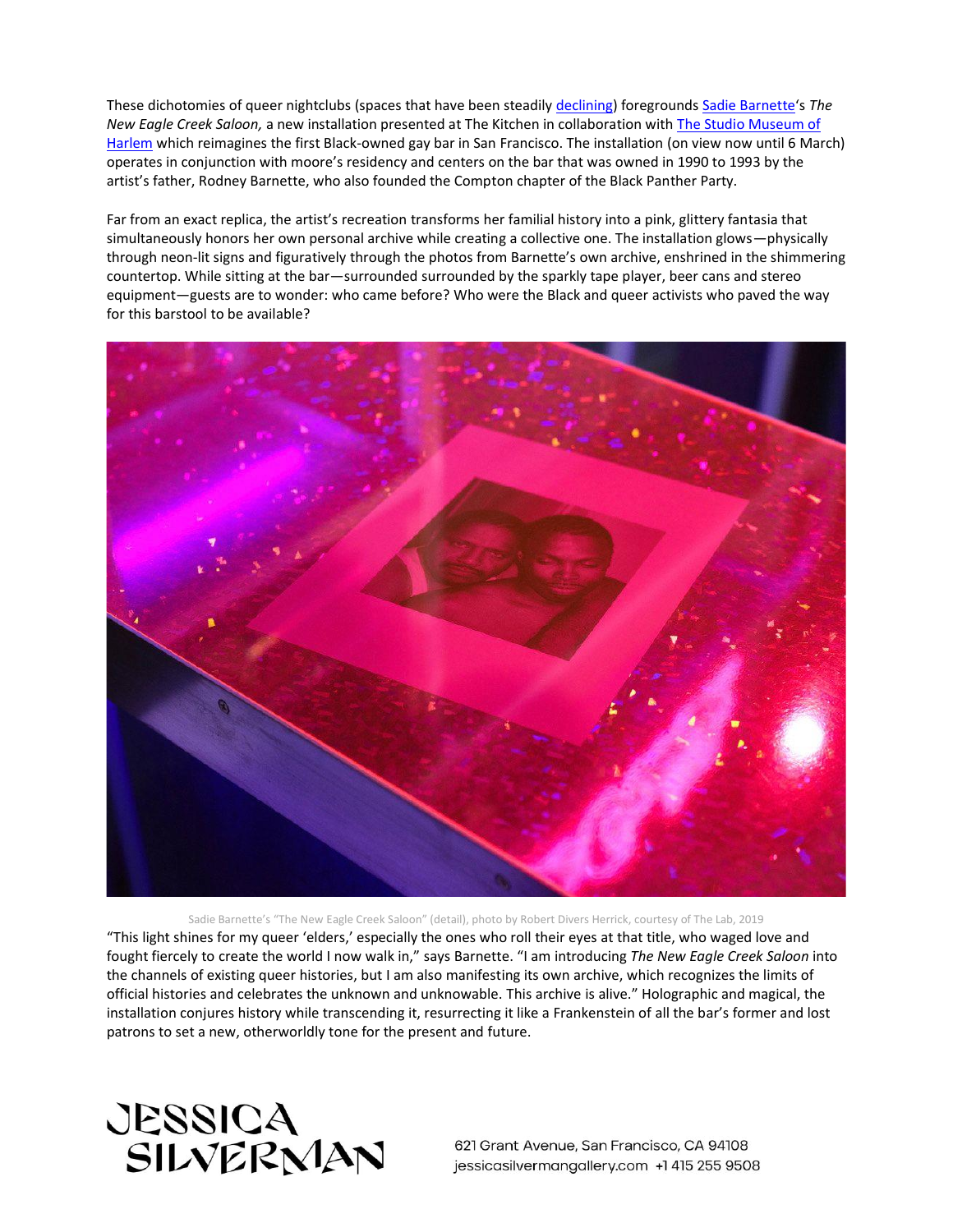These dichotomies of queer nightclubs (spaces that have been steadily declining) foregrounds Sadie Barnette's *The New Eagle Creek Saloon,* a new installation presented at The Kitchen in collaboration with The Studio Museum of Harlem which reimagines the first Black-owned gay bar in San Francisco. The installation (on view now until 6 March) operates in conjunction with moore's residency and centers on the bar that was owned in 1990 to 1993 by the artist's father, Rodney Barnette, who also founded the Compton chapter of the Black Panther Party.

Far from an exact replica, the artist's recreation transforms her familial history into a pink, glittery fantasia that simultaneously honors her own personal archive while creating a collective one. The installation glows—physically through neon-lit signs and figuratively through the photos from Barnette's own archive, enshrined in the shimmering countertop. While sitting at the bar—surrounded surrounded by the sparkly tape player, beer cans and stereo equipment—guests are to wonder: who came before? Who were the Black and queer activists who paved the way for this barstool to be available?

Sadie Barnette's "The New Eagle Creek Saloon" (detail), photo by Robert Divers Herrick, courtesy of The Lab, 2019

"This light shines for my queer 'elders,' especially the ones who roll their eyes at that title, who waged love and fought fiercely to create the world I now walk in," says Barnette. "I am introducing *The New Eagle Creek Saloon* into the channels of existing queer histories, but I am also manifesting its own archive, which recognizes the limits of official histories and celebrates the unknown and unknowable. This archive is alive." Holographic and magical, the installation conjures history while transcending it, resurrecting it like a Frankenstein of all the bar's former and lost patrons to set a new, otherworldly tone for the present and future.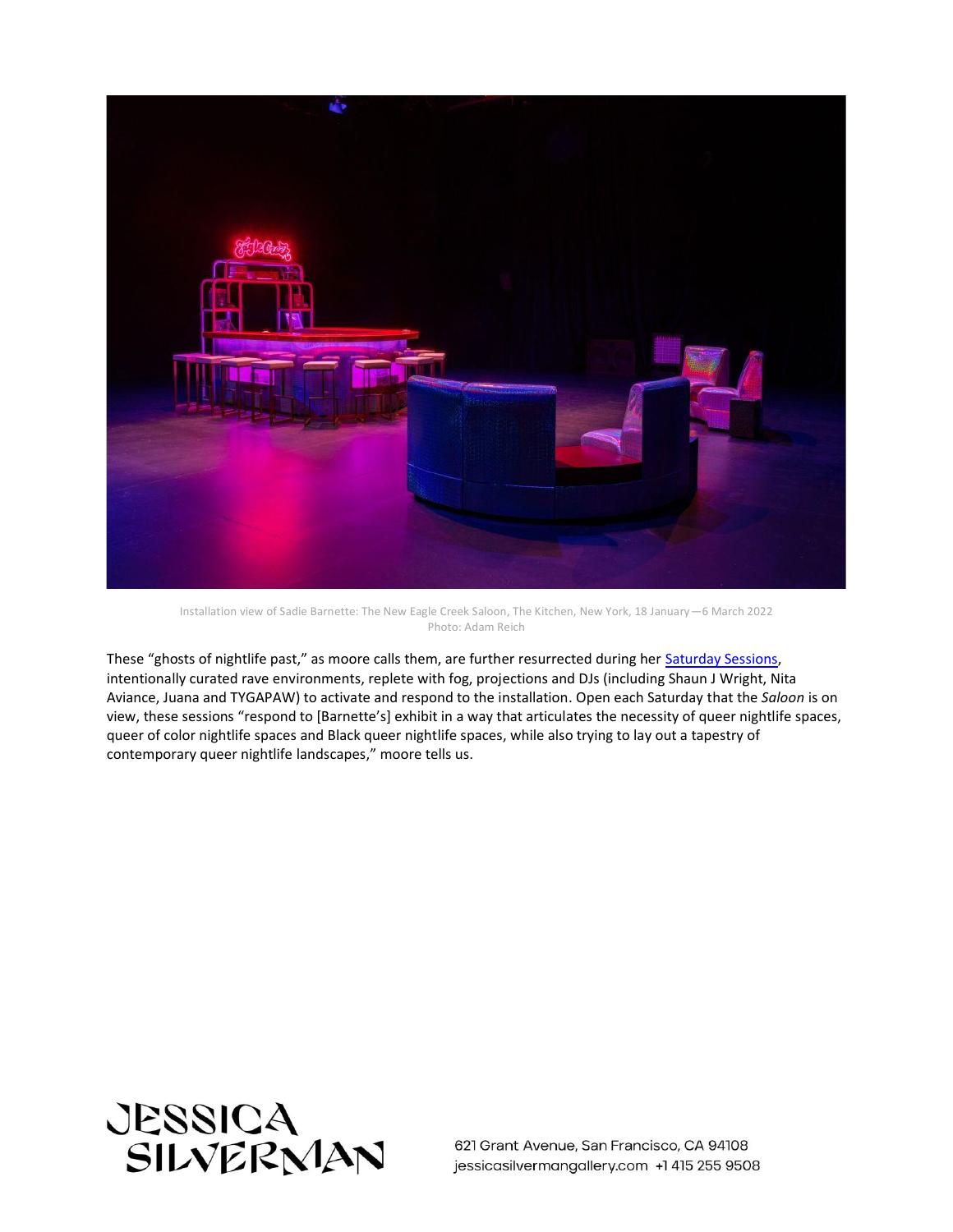Installation view of Sadie Barnette: The New Eagle Creek Saloon, The Kitchen, New York, 18 January—6 March 2022
Photo: Adam Reich

These "ghosts of nightlife past," as moore calls them, are further resurrected during her Saturday Sessions, intentionally curated rave environments, replete with fog, projections and DJs (including Shaun J Wright, Nita Aviance, Juana and TYGAPAW) to activate and respond to the installation. Open each Saturday that the *Saloon* is on view, these sessions "respond to [Barnette's] exhibit in a way that articulates the necessity of queer nightlife spaces, queer of color nightlife spaces and Black queer nightlife spaces, while also trying to lay out a tapestry of contemporary queer nightlife landscapes," moore tells us.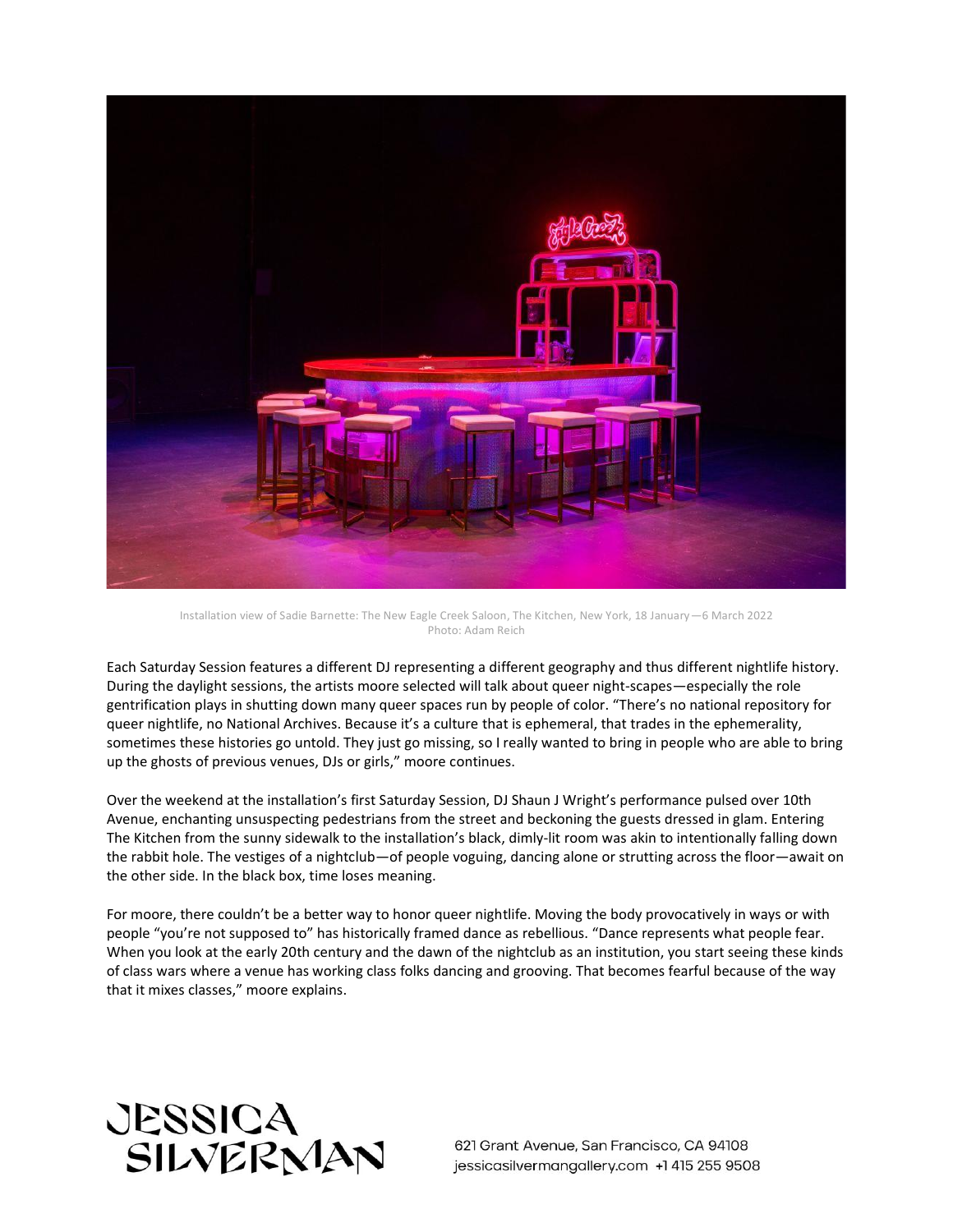Installation view of Sadie Barnette: The New Eagle Creek Saloon, The Kitchen, New York, 18 January—6 March 2022
Photo: Adam Reich

Each Saturday Session features a different DJ representing a different geography and thus different nightlife history. During the daylight sessions, the artists moore selected will talk about queer night-scapes—especially the role gentrification plays in shutting down many queer spaces run by people of color. "There's no national repository for queer nightlife, no National Archives. Because it's a culture that is ephemeral, that trades in the ephemerality, sometimes these histories go untold. They just go missing, so I really wanted to bring in people who are able to bring up the ghosts of previous venues, DJs or girls," moore continues.

Over the weekend at the installation's first Saturday Session, DJ Shaun J Wright's performance pulsed over 10th Avenue, enchanting unsuspecting pedestrians from the street and beckoning the guests dressed in glam. Entering The Kitchen from the sunny sidewalk to the installation's black, dimly-lit room was akin to intentionally falling down the rabbit hole. The vestiges of a nightclub—of people voguing, dancing alone or strutting across the floor—await on the other side. In the black box, time loses meaning.

For moore, there couldn't be a better way to honor queer nightlife. Moving the body provocatively in ways or with people "you're not supposed to" has historically framed dance as rebellious. "Dance represents what people fear. When you look at the early 20th century and the dawn of the nightclub as an institution, you start seeing these kinds of class wars where a venue has working class folks dancing and grooving. That becomes fearful because of the way that it mixes classes," moore explains.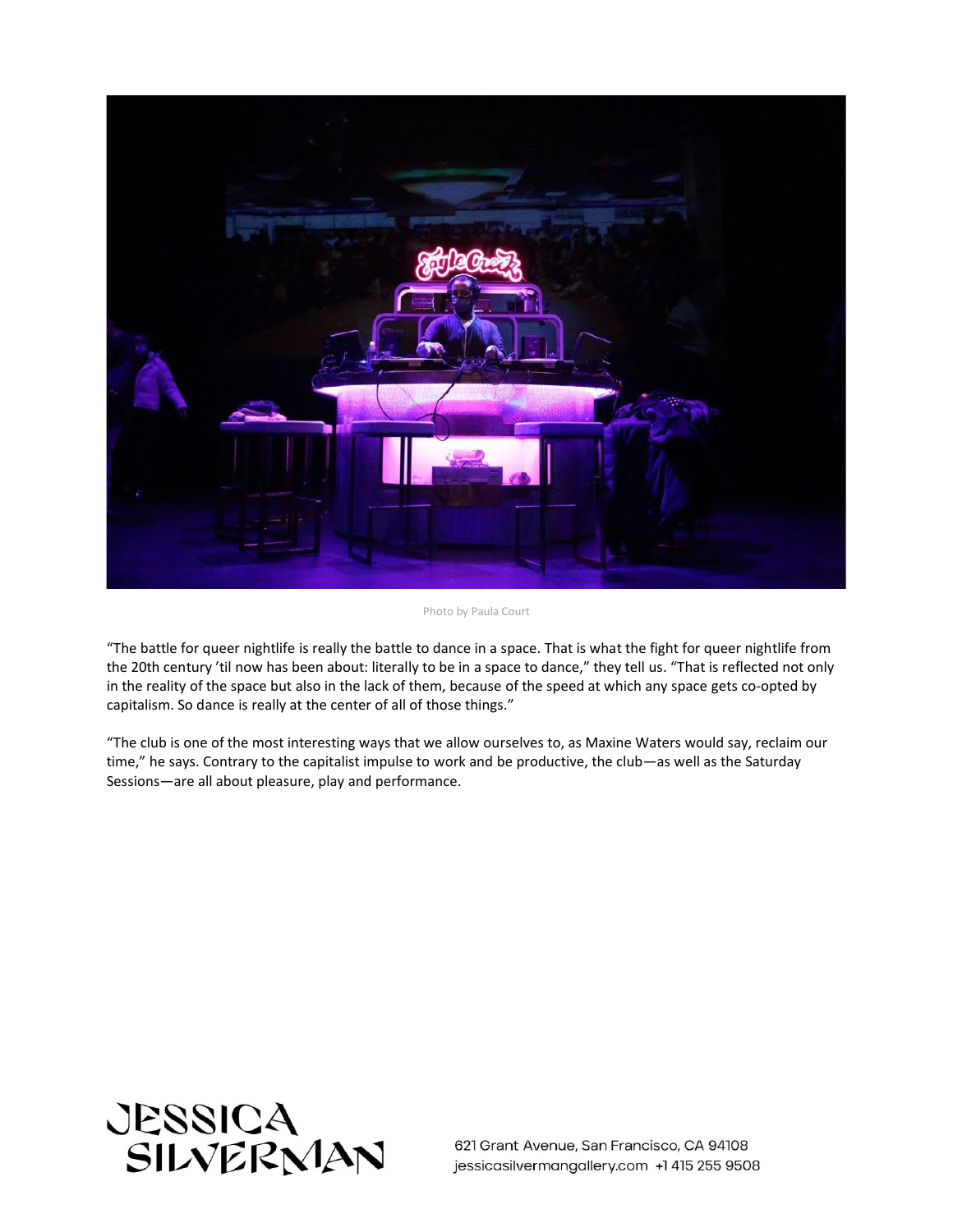Photo by Paula Court

“The battle for queer nightlife is really the battle to dance in a space. That is what the fight for queer nightlife from the 20th century ’til now has been about: literally to be in a space to dance,” they tell us. “That is reflected not only in the reality of the space but also in the lack of them, because of the speed at which any space gets co-opted by capitalism. So dance is really at the center of all of those things.”

“The club is one of the most interesting ways that we allow ourselves to, as Maxine Waters would say, reclaim our time,” he says. Contrary to the capitalist impulse to work and be productive, the club—as well as the Saturday Sessions—are all about pleasure, play and performance.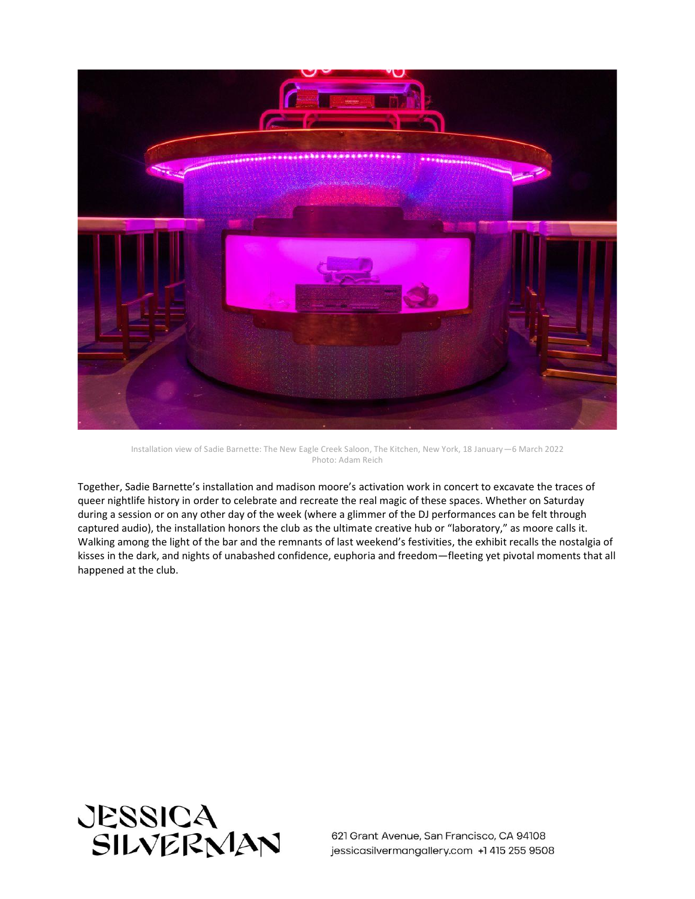Installation view of Sadie Barnette: The New Eagle Creek Saloon, The Kitchen, New York, 18 January—6 March 2022
Photo: Adam Reich

Together, Sadie Barnette's installation and madison moore's activation work in concert to excavate the traces of queer nightlife history in order to celebrate and recreate the real magic of these spaces. Whether on Saturday during a session or on any other day of the week (where a glimmer of the DJ performances can be felt through captured audio), the installation honors the club as the ultimate creative hub or "laboratory," as moore calls it. Walking among the light of the bar and the remnants of last weekend's festivities, the exhibit recalls the nostalgia of kisses in the dark, and nights of unabashed confidence, euphoria and freedom—fleeting yet pivotal moments that all happened at the club.